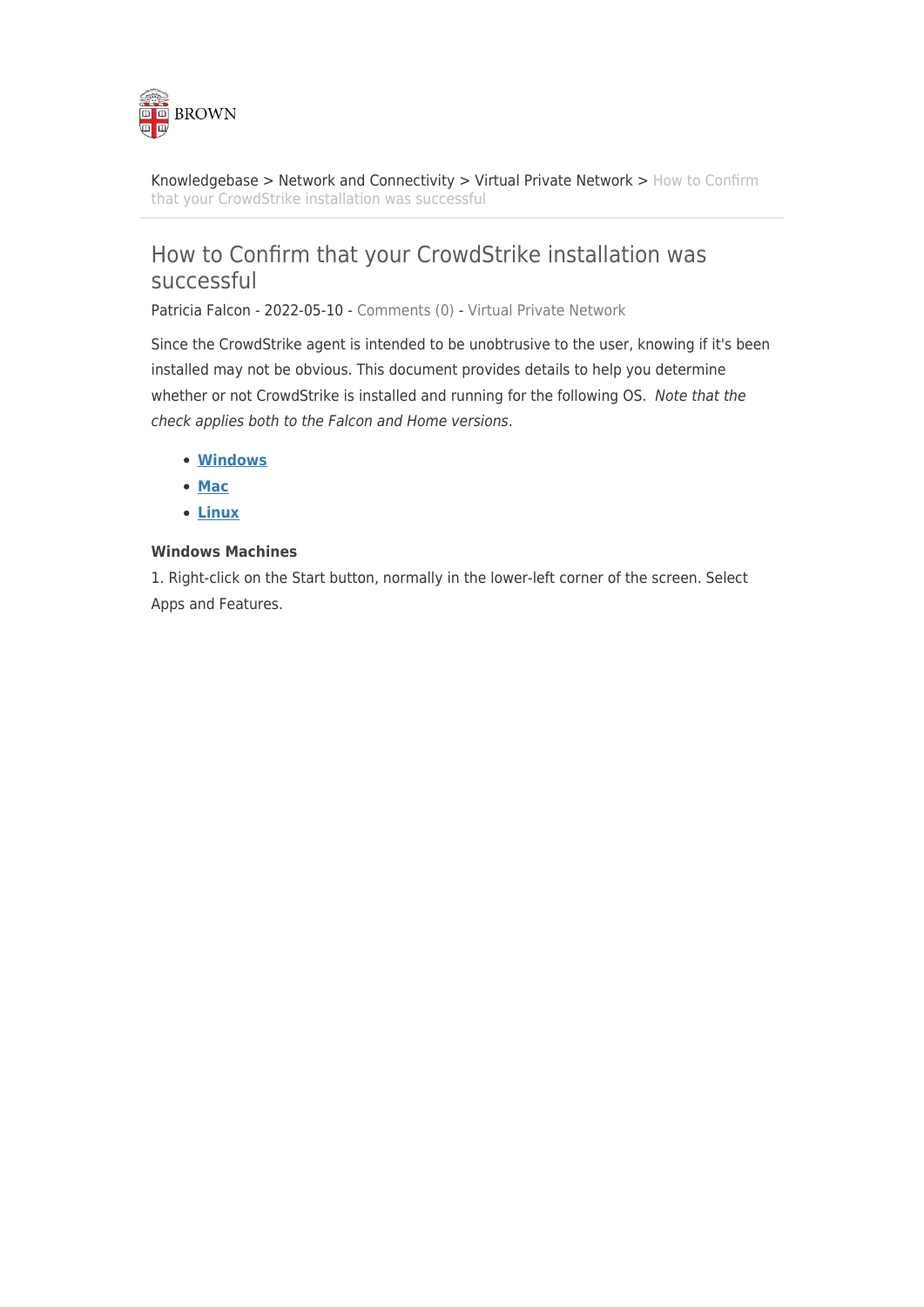Knowledgebase > Network and Connectivity > Virtual Private Network > How to Confirm that your CrowdStrike installation was successful

# How to Confirm that your CrowdStrike installation was successful

Patricia Falcon - 2022-05-10 - Comments (0) - Virtual Private Network

Since the CrowdStrike agent is intended to be unobtrusive to the user, knowing if it's been installed may not be obvious. This document provides details to help you determine whether or not CrowdStrike is installed and running for the following OS. *Note that the check applies both to the Falcon and Home versions*.

- **Windows**
- **Mac**
- **Linux**

**Windows Machines**

1. Right-click on the Start button, normally in the lower-left corner of the screen. Select Apps and Features.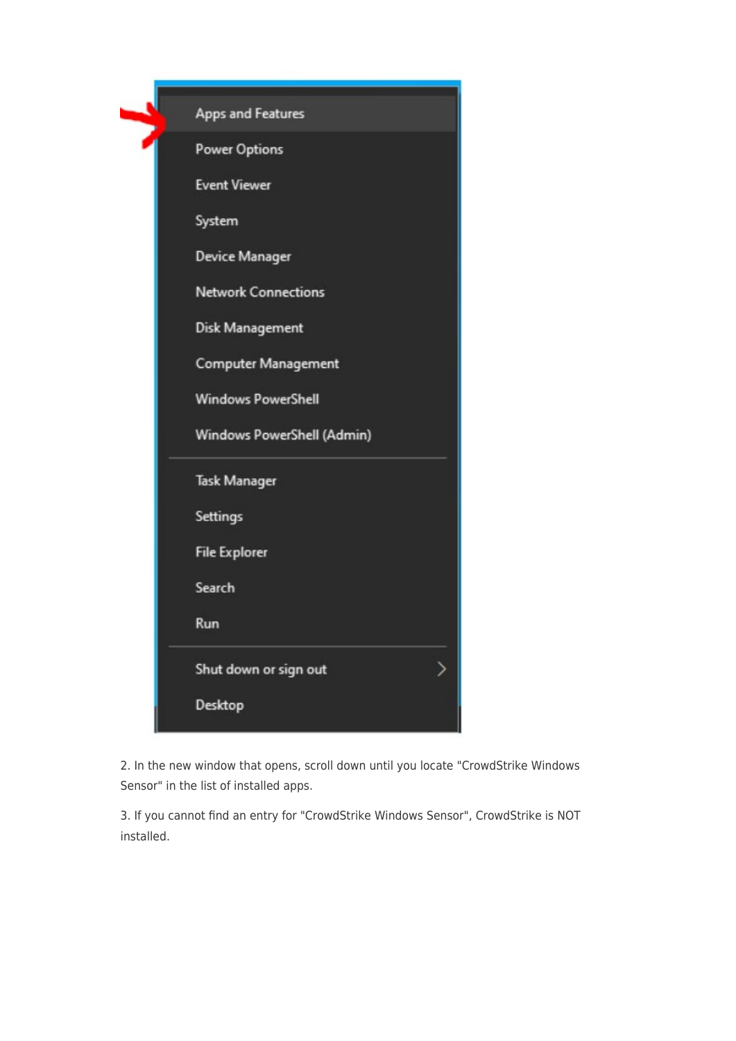2. In the new window that opens, scroll down until you locate "CrowdStrike Windows Sensor" in the list of installed apps.

3. If you cannot find an entry for "CrowdStrike Windows Sensor", CrowdStrike is NOT installed.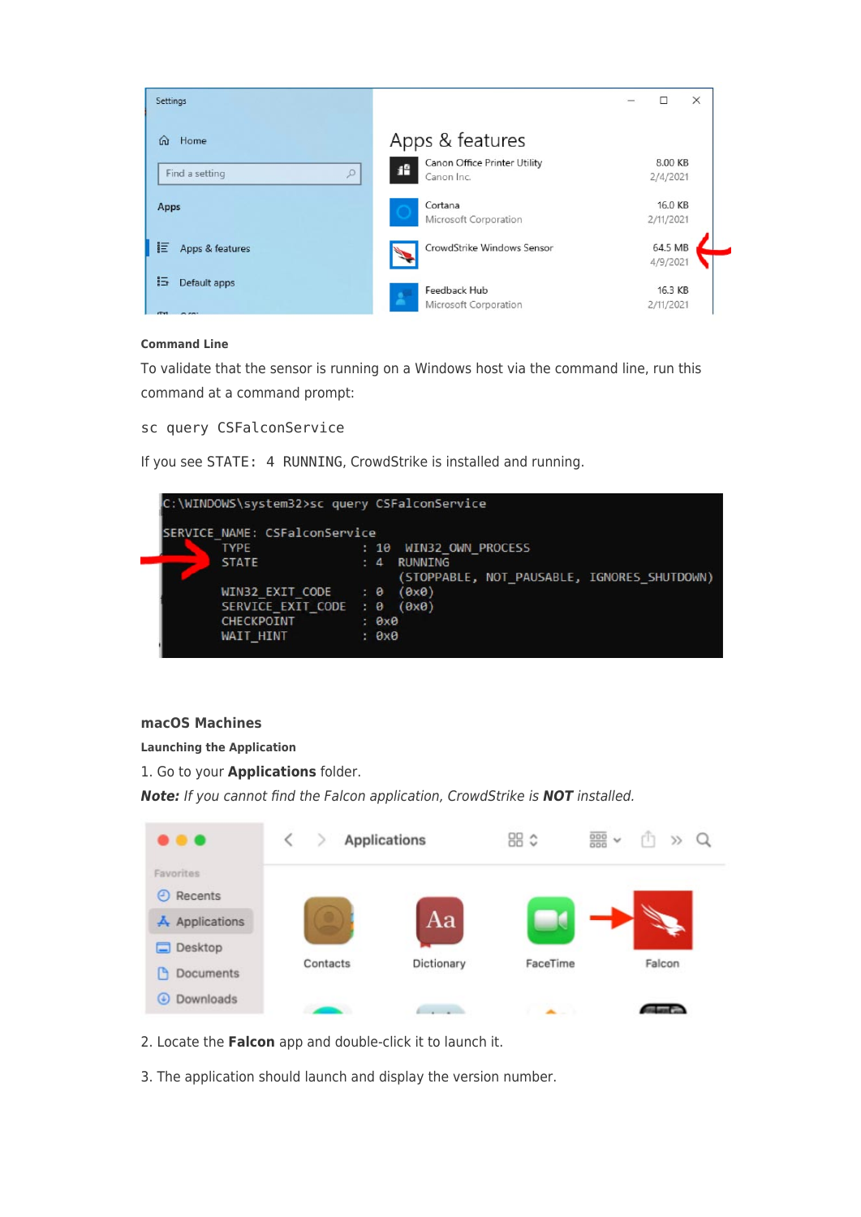**Command Line**

To validate that the sensor is running on a Windows host via the command line, run this command at a command prompt:

```
sc query CSFalconService
```

If you see `STATE: 4 RUNNING`, CrowdStrike is installed and running.

## macOS Machines

**Launching the Application**

1. Go to your **Applications** folder.

***Note:*** *If you cannot find the Falcon application, CrowdStrike is* ***NOT*** *installed.*

2. Locate the **Falcon** app and double-click it to launch it.

3. The application should launch and display the version number.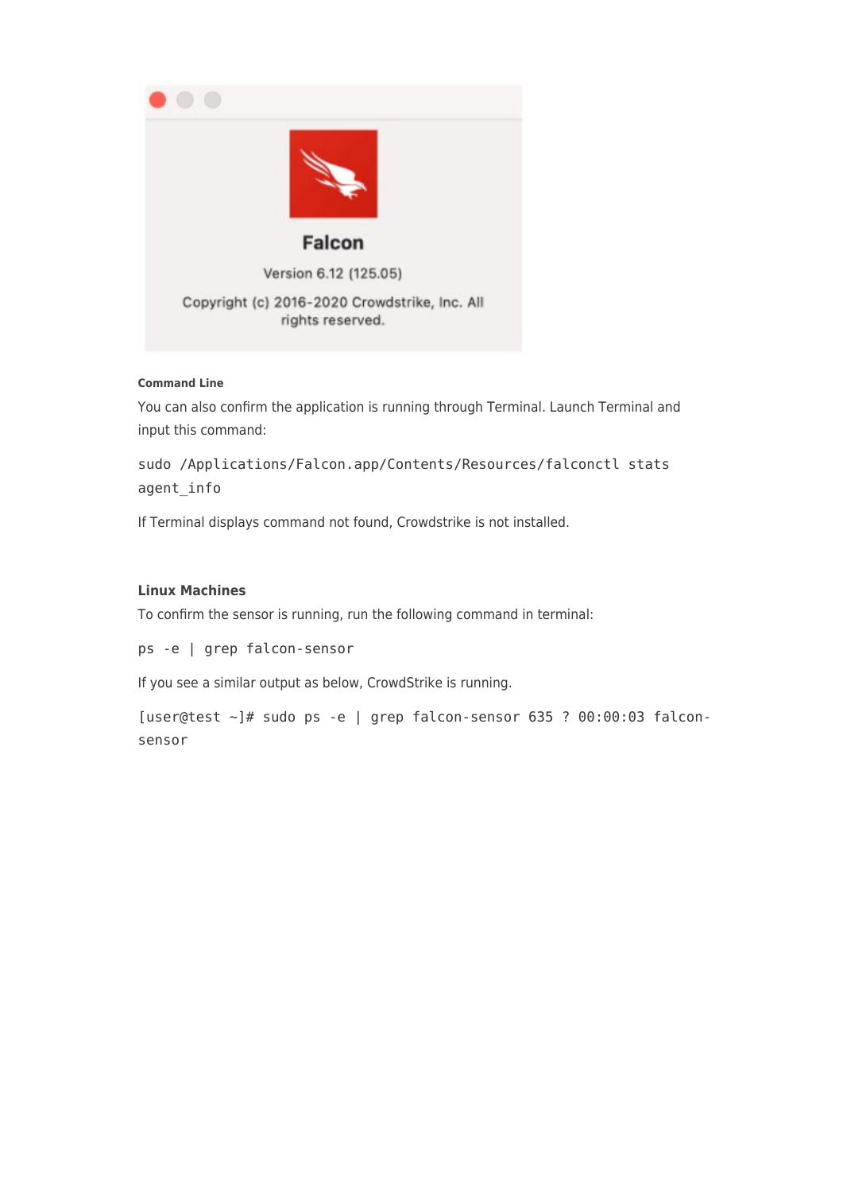Falcon

Version 6.12 (125.05)

Copyright (c) 2016-2020 Crowdstrike, Inc. All rights reserved.

#### Command Line

You can also confirm the application is running through Terminal. Launch Terminal and input this command:

```
sudo /Applications/Falcon.app/Contents/Resources/falconctl stats agent_info
```

If Terminal displays command not found, Crowdstrike is not installed.

### Linux Machines

To confirm the sensor is running, run the following command in terminal:

```
ps -e | grep falcon-sensor
```

If you see a similar output as below, CrowdStrike is running.

```
[user@test ~]# sudo ps -e | grep falcon-sensor 635 ? 00:00:03 falcon-sensor
```